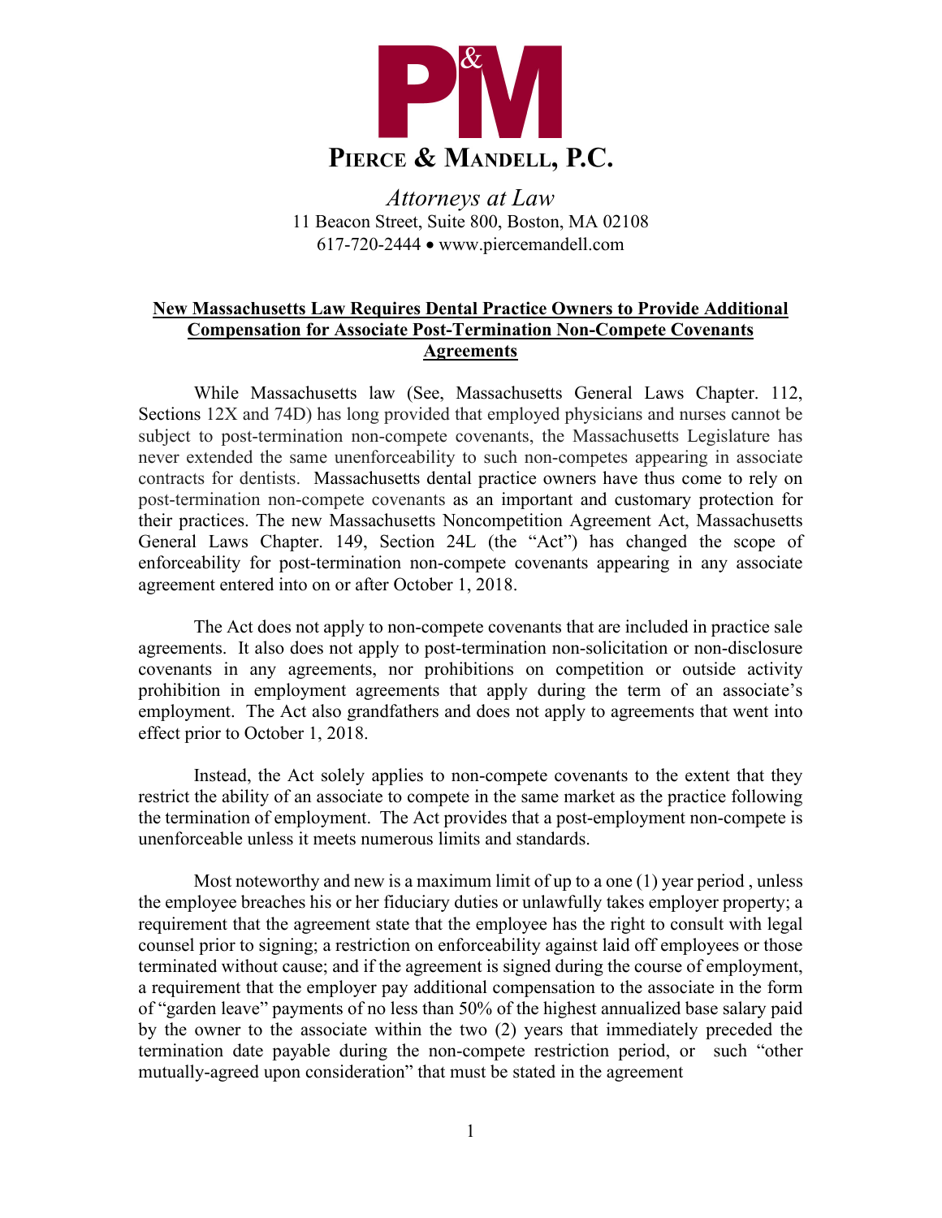# PIERCE & MANDELL, P.C.

*Attorneys at Law*
11 Beacon Street, Suite 800, Boston, MA 02108
617-720-2444 • www.piercemandell.com

## New Massachusetts Law Requires Dental Practice Owners to Provide Additional Compensation for Associate Post-Termination Non-Compete Covenants Agreements

While Massachusetts law (See, Massachusetts General Laws Chapter. 112, Sections 12X and 74D) has long provided that employed physicians and nurses cannot be subject to post-termination non-compete covenants, the Massachusetts Legislature has never extended the same unenforceability to such non-competes appearing in associate contracts for dentists. Massachusetts dental practice owners have thus come to rely on post-termination non-compete covenants as an important and customary protection for their practices. The new Massachusetts Noncompetition Agreement Act, Massachusetts General Laws Chapter. 149, Section 24L (the "Act") has changed the scope of enforceability for post-termination non-compete covenants appearing in any associate agreement entered into on or after October 1, 2018.

The Act does not apply to non-compete covenants that are included in practice sale agreements. It also does not apply to post-termination non-solicitation or non-disclosure covenants in any agreements, nor prohibitions on competition or outside activity prohibition in employment agreements that apply during the term of an associate's employment. The Act also grandfathers and does not apply to agreements that went into effect prior to October 1, 2018.

Instead, the Act solely applies to non-compete covenants to the extent that they restrict the ability of an associate to compete in the same market as the practice following the termination of employment. The Act provides that a post-employment non-compete is unenforceable unless it meets numerous limits and standards.

Most noteworthy and new is a maximum limit of up to a one (1) year period , unless the employee breaches his or her fiduciary duties or unlawfully takes employer property; a requirement that the agreement state that the employee has the right to consult with legal counsel prior to signing; a restriction on enforceability against laid off employees or those terminated without cause; and if the agreement is signed during the course of employment, a requirement that the employer pay additional compensation to the associate in the form of "garden leave" payments of no less than 50% of the highest annualized base salary paid by the owner to the associate within the two (2) years that immediately preceded the termination date payable during the non-compete restriction period, or such "other mutually-agreed upon consideration" that must be stated in the agreement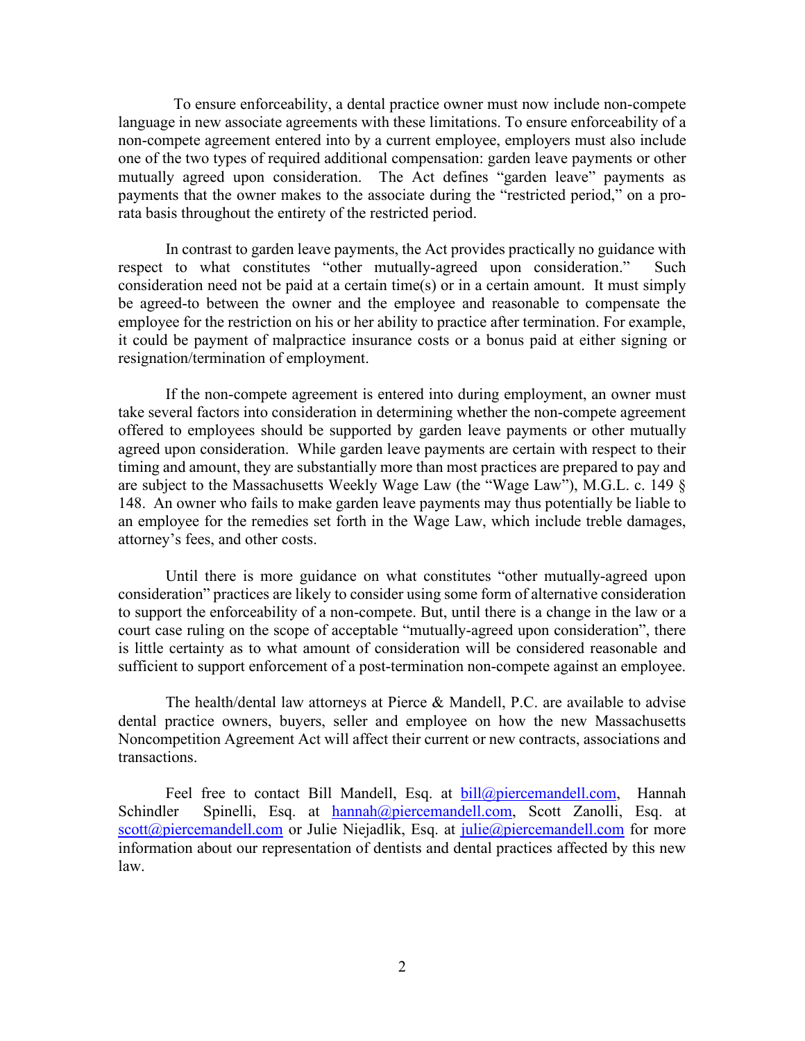To ensure enforceability, a dental practice owner must now include non-compete language in new associate agreements with these limitations. To ensure enforceability of a non-compete agreement entered into by a current employee, employers must also include one of the two types of required additional compensation: garden leave payments or other mutually agreed upon consideration. The Act defines "garden leave" payments as payments that the owner makes to the associate during the "restricted period," on a pro-rata basis throughout the entirety of the restricted period.

In contrast to garden leave payments, the Act provides practically no guidance with respect to what constitutes "other mutually-agreed upon consideration." Such consideration need not be paid at a certain time(s) or in a certain amount. It must simply be agreed-to between the owner and the employee and reasonable to compensate the employee for the restriction on his or her ability to practice after termination. For example, it could be payment of malpractice insurance costs or a bonus paid at either signing or resignation/termination of employment.

If the non-compete agreement is entered into during employment, an owner must take several factors into consideration in determining whether the non-compete agreement offered to employees should be supported by garden leave payments or other mutually agreed upon consideration. While garden leave payments are certain with respect to their timing and amount, they are substantially more than most practices are prepared to pay and are subject to the Massachusetts Weekly Wage Law (the "Wage Law"), M.G.L. c. 149 § 148. An owner who fails to make garden leave payments may thus potentially be liable to an employee for the remedies set forth in the Wage Law, which include treble damages, attorney's fees, and other costs.

Until there is more guidance on what constitutes "other mutually-agreed upon consideration" practices are likely to consider using some form of alternative consideration to support the enforceability of a non-compete. But, until there is a change in the law or a court case ruling on the scope of acceptable "mutually-agreed upon consideration", there is little certainty as to what amount of consideration will be considered reasonable and sufficient to support enforcement of a post-termination non-compete against an employee.

The health/dental law attorneys at Pierce & Mandell, P.C. are available to advise dental practice owners, buyers, seller and employee on how the new Massachusetts Noncompetition Agreement Act will affect their current or new contracts, associations and transactions.

Feel free to contact Bill Mandell, Esq. at bill@piercemandell.com, Hannah Schindler Spinelli, Esq. at hannah@piercemandell.com, Scott Zanolli, Esq. at scott@piercemandell.com or Julie Niejadlik, Esq. at julie@piercemandell.com for more information about our representation of dentists and dental practices affected by this new law.